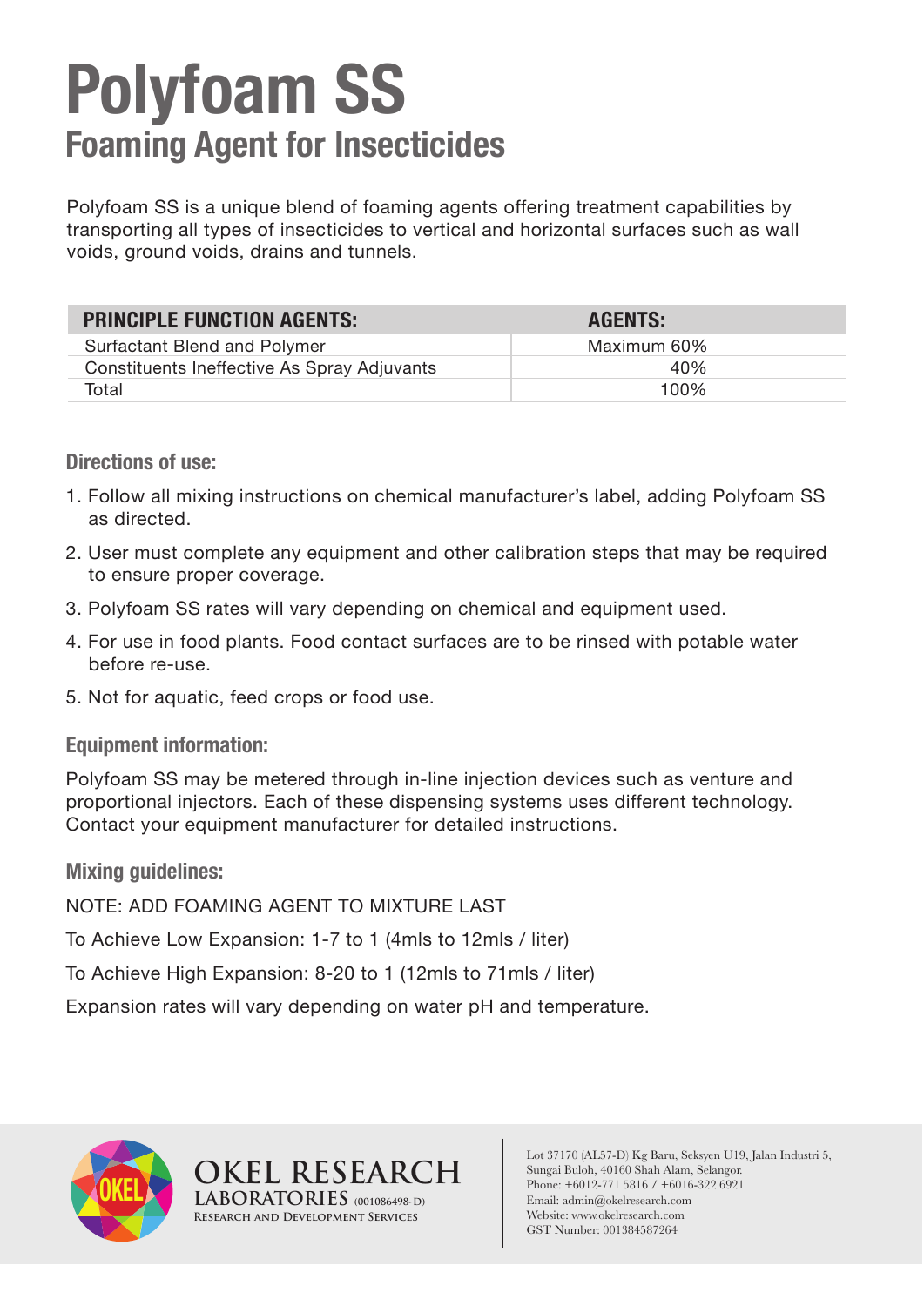# Polyfoam SS

## Foaming Agent for Insecticides

Polyfoam SS is a unique blend of foaming agents offering treatment capabilities by transporting all types of insecticides to vertical and horizontal surfaces such as wall voids, ground voids, drains and tunnels.

| PRINCIPLE FUNCTION AGENTS: | AGENTS: |
|---|---|
| Surfactant Blend and Polymer | Maximum 60% |
| Constituents Ineffective As Spray Adjuvants | 40% |
| Total | 100% |

### Directions of use:

1. Follow all mixing instructions on chemical manufacturer's label, adding Polyfoam SS as directed.
2. User must complete any equipment and other calibration steps that may be required to ensure proper coverage.
3. Polyfoam SS rates will vary depending on chemical and equipment used.
4. For use in food plants. Food contact surfaces are to be rinsed with potable water before re-use.
5. Not for aquatic, feed crops or food use.

### Equipment information:

Polyfoam SS may be metered through in-line injection devices such as venture and proportional injectors. Each of these dispensing systems uses different technology. Contact your equipment manufacturer for detailed instructions.

### Mixing guidelines:

NOTE: ADD FOAMING AGENT TO MIXTURE LAST

To Achieve Low Expansion: 1-7 to 1 (4mls to 12mls / liter)

To Achieve High Expansion: 8-20 to 1 (12mls to 71mls / liter)

Expansion rates will vary depending on water pH and temperature.

OKEL RESEARCH LABORATORIES (001086498-D)
Research and Development Services

Lot 37170 (AL57-D) Kg Baru, Seksyen U19, Jalan Industri 5,
Sungai Buloh, 40160 Shah Alam, Selangor.
Phone: +6012-771 5816 / +6016-322 6921
Email: admin@okelresearch.com
Website: www.okelresearch.com
GST Number: 001384587264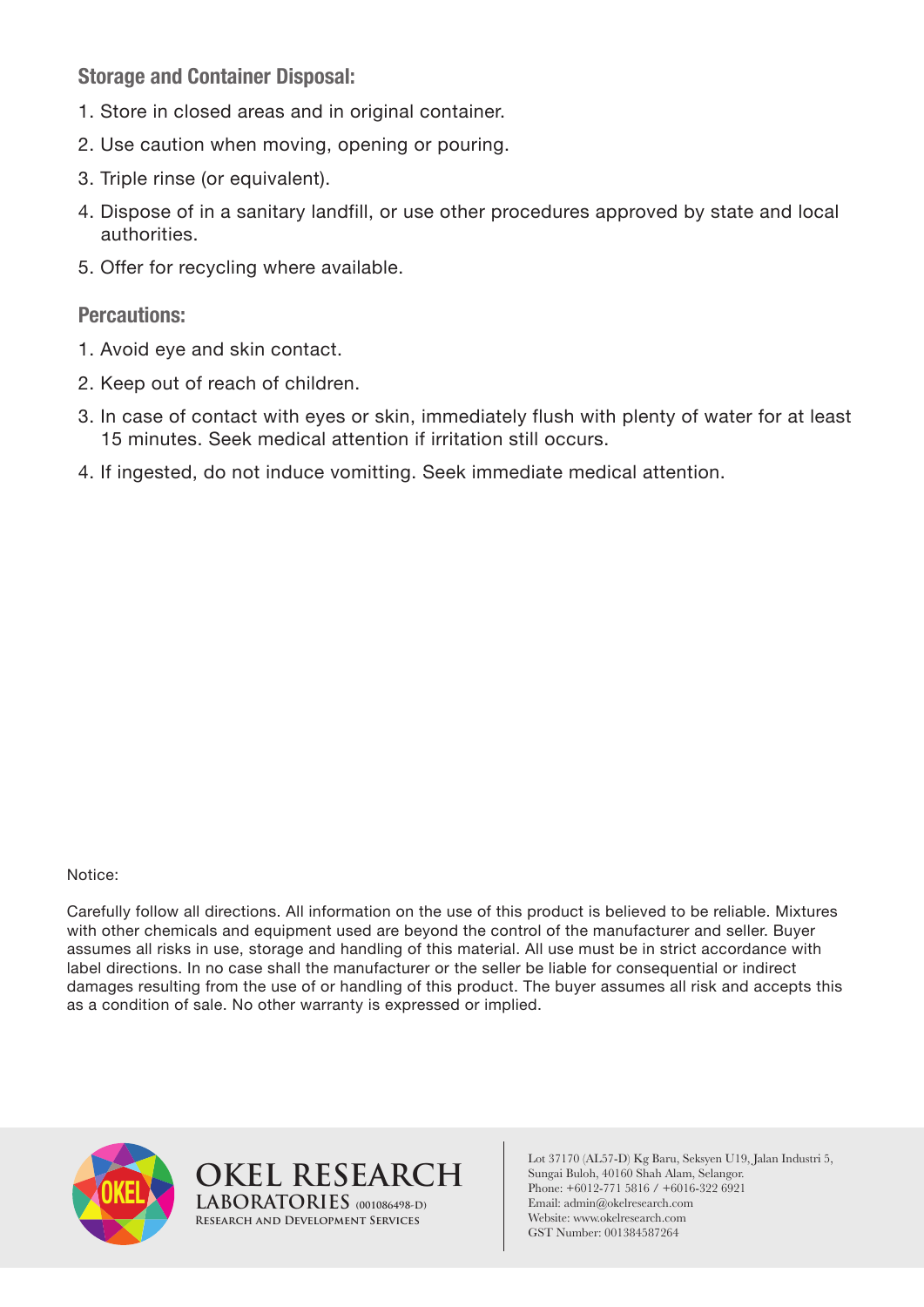## Storage and Container Disposal:

1. Store in closed areas and in original container.
2. Use caution when moving, opening or pouring.
3. Triple rinse (or equivalent).
4. Dispose of in a sanitary landfill, or use other procedures approved by state and local authorities.
5. Offer for recycling where available.

## Percautions:

1. Avoid eye and skin contact.
2. Keep out of reach of children.
3. In case of contact with eyes or skin, immediately flush with plenty of water for at least 15 minutes. Seek medical attention if irritation still occurs.
4. If ingested, do not induce vomitting. Seek immediate medical attention.

Notice:

Carefully follow all directions. All information on the use of this product is believed to be reliable. Mixtures with other chemicals and equipment used are beyond the control of the manufacturer and seller. Buyer assumes all risks in use, storage and handling of this material. All use must be in strict accordance with label directions. In no case shall the manufacturer or the seller be liable for consequential or indirect damages resulting from the use of or handling of this product. The buyer assumes all risk and accepts this as a condition of sale. No other warranty is expressed or implied.

OKEL

**OKEL RESEARCH LABORATORIES** (001086498-D)
RESEARCH AND DEVELOPMENT SERVICES

Lot 37170 (AL57-D) Kg Baru, Seksyen U19, Jalan Industri 5,
Sungai Buloh, 40160 Shah Alam, Selangor.
Phone: +6012-771 5816 / +6016-322 6921
Email: admin@okelresearch.com
Website: www.okelresearch.com
GST Number: 001384587264